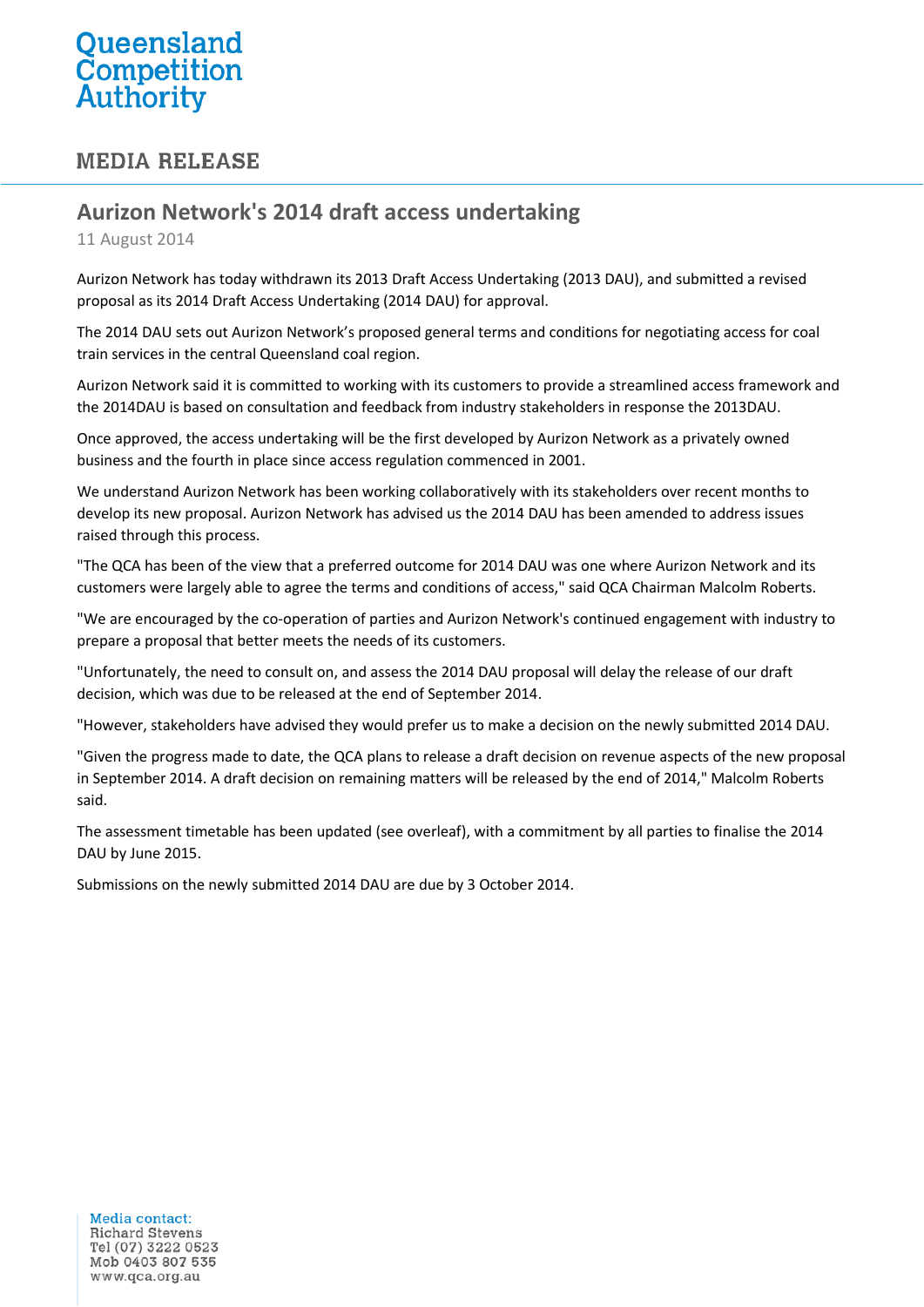Queensland Competition Authority

MEDIA RELEASE

# Aurizon Network's 2014 draft access undertaking

11 August 2014

Aurizon Network has today withdrawn its 2013 Draft Access Undertaking (2013 DAU), and submitted a revised proposal as its 2014 Draft Access Undertaking (2014 DAU) for approval.

The 2014 DAU sets out Aurizon Network's proposed general terms and conditions for negotiating access for coal train services in the central Queensland coal region.

Aurizon Network said it is committed to working with its customers to provide a streamlined access framework and the 2014DAU is based on consultation and feedback from industry stakeholders in response the 2013DAU.

Once approved, the access undertaking will be the first developed by Aurizon Network as a privately owned business and the fourth in place since access regulation commenced in 2001.

We understand Aurizon Network has been working collaboratively with its stakeholders over recent months to develop its new proposal. Aurizon Network has advised us the 2014 DAU has been amended to address issues raised through this process.

"The QCA has been of the view that a preferred outcome for 2014 DAU was one where Aurizon Network and its customers were largely able to agree the terms and conditions of access," said QCA Chairman Malcolm Roberts.

"We are encouraged by the co-operation of parties and Aurizon Network's continued engagement with industry to prepare a proposal that better meets the needs of its customers.

"Unfortunately, the need to consult on, and assess the 2014 DAU proposal will delay the release of our draft decision, which was due to be released at the end of September 2014.

"However, stakeholders have advised they would prefer us to make a decision on the newly submitted 2014 DAU.

"Given the progress made to date, the QCA plans to release a draft decision on revenue aspects of the new proposal in September 2014. A draft decision on remaining matters will be released by the end of 2014," Malcolm Roberts said.

The assessment timetable has been updated (see overleaf), with a commitment by all parties to finalise the 2014 DAU by June 2015.

Submissions on the newly submitted 2014 DAU are due by 3 October 2014.

Media contact:
Richard Stevens
Tel (07) 3222 0523
Mob 0403 807 535
www.qca.org.au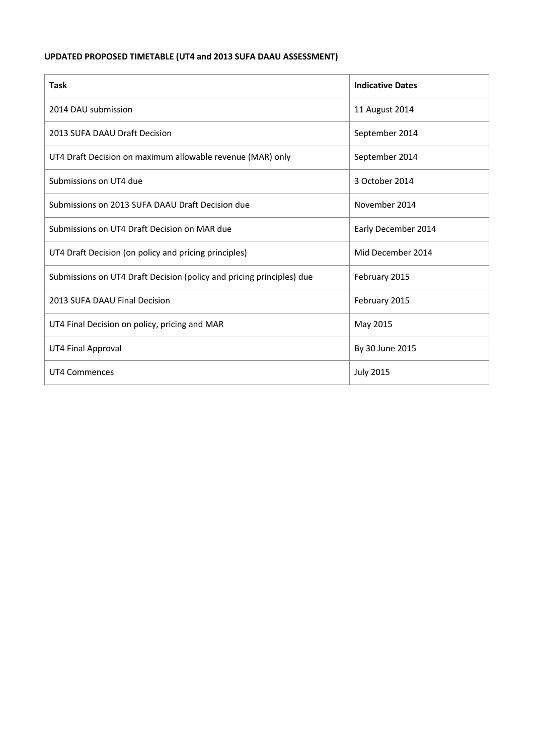**UPDATED PROPOSED TIMETABLE (UT4 and 2013 SUFA DAAU ASSESSMENT)**

| Task | Indicative Dates |
|---|---|
| 2014 DAU submission | 11 August 2014 |
| 2013 SUFA DAAU Draft Decision | September 2014 |
| UT4 Draft Decision on maximum allowable revenue (MAR) only | September 2014 |
| Submissions on UT4 due | 3 October 2014 |
| Submissions on 2013 SUFA DAAU Draft Decision due | November 2014 |
| Submissions on UT4 Draft Decision on MAR due | Early December 2014 |
| UT4 Draft Decision (on policy and pricing principles) | Mid December 2014 |
| Submissions on UT4 Draft Decision (policy and pricing principles) due | February 2015 |
| 2013 SUFA DAAU Final Decision | February 2015 |
| UT4 Final Decision on policy, pricing and MAR | May 2015 |
| UT4 Final Approval | By 30 June 2015 |
| UT4 Commences | July 2015 |